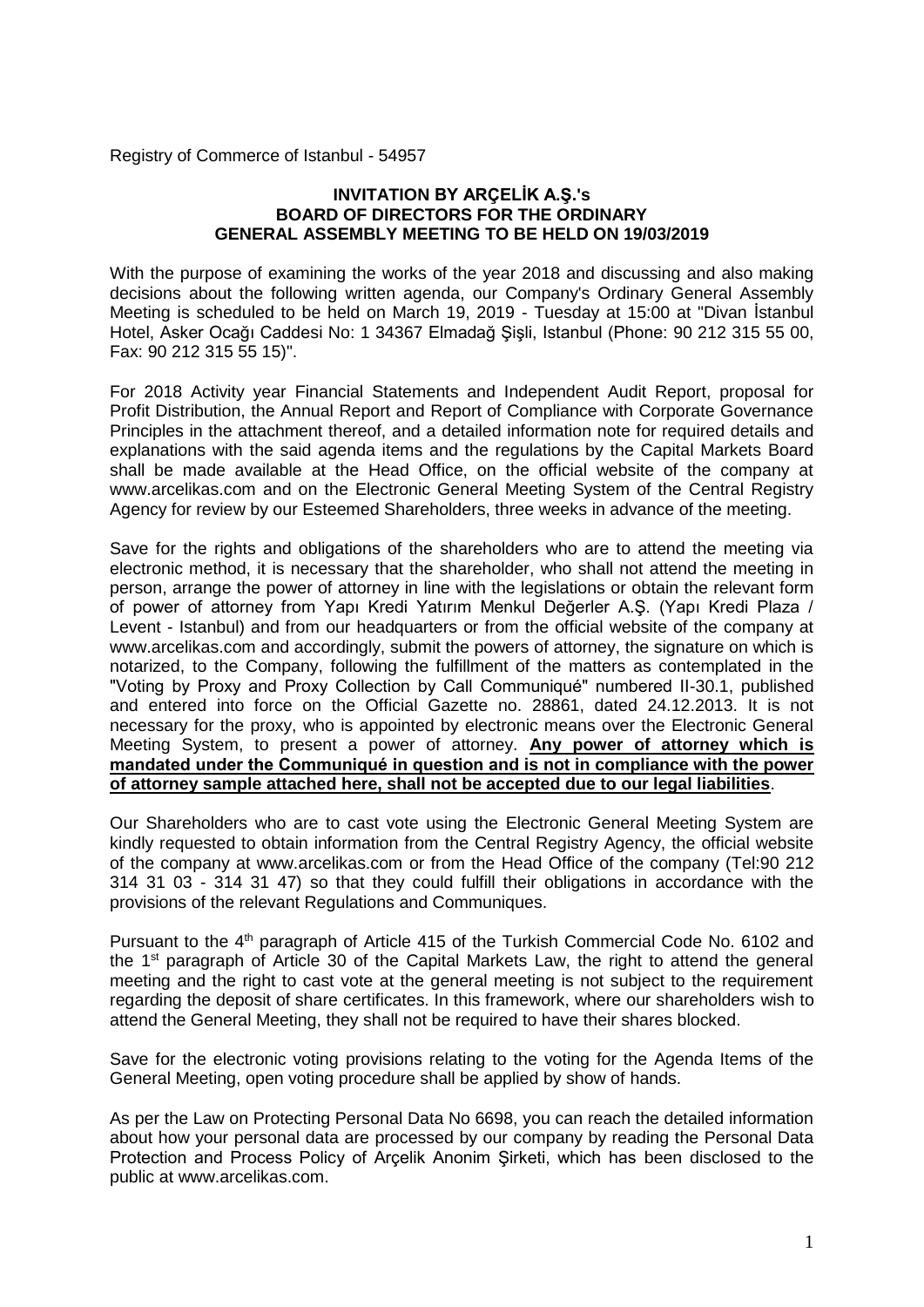Registry of Commerce of Istanbul - 54957

**INVITATION BY ARÇELİK A.Ş.'s BOARD OF DIRECTORS FOR THE ORDINARY GENERAL ASSEMBLY MEETING TO BE HELD ON 19/03/2019**

With the purpose of examining the works of the year 2018 and discussing and also making decisions about the following written agenda, our Company's Ordinary General Assembly Meeting is scheduled to be held on March 19, 2019 - Tuesday at 15:00 at "Divan İstanbul Hotel, Asker Ocağı Caddesi No: 1 34367 Elmadağ Şişli, Istanbul (Phone: 90 212 315 55 00, Fax: 90 212 315 55 15)".

For 2018 Activity year Financial Statements and Independent Audit Report, proposal for Profit Distribution, the Annual Report and Report of Compliance with Corporate Governance Principles in the attachment thereof, and a detailed information note for required details and explanations with the said agenda items and the regulations by the Capital Markets Board shall be made available at the Head Office, on the official website of the company at www.arcelikas.com and on the Electronic General Meeting System of the Central Registry Agency for review by our Esteemed Shareholders, three weeks in advance of the meeting.

Save for the rights and obligations of the shareholders who are to attend the meeting via electronic method, it is necessary that the shareholder, who shall not attend the meeting in person, arrange the power of attorney in line with the legislations or obtain the relevant form of power of attorney from Yapı Kredi Yatırım Menkul Değerler A.Ş. (Yapı Kredi Plaza / Levent - Istanbul) and from our headquarters or from the official website of the company at www.arcelikas.com and accordingly, submit the powers of attorney, the signature on which is notarized, to the Company, following the fulfillment of the matters as contemplated in the "Voting by Proxy and Proxy Collection by Call Communiqué" numbered II-30.1, published and entered into force on the Official Gazette no. 28861, dated 24.12.2013. It is not necessary for the proxy, who is appointed by electronic means over the Electronic General Meeting System, to present a power of attorney. **Any power of attorney which is mandated under the Communiqué in question and is not in compliance with the power of attorney sample attached here, shall not be accepted due to our legal liabilities**.

Our Shareholders who are to cast vote using the Electronic General Meeting System are kindly requested to obtain information from the Central Registry Agency, the official website of the company at www.arcelikas.com or from the Head Office of the company (Tel:90 212 314 31 03 - 314 31 47) so that they could fulfill their obligations in accordance with the provisions of the relevant Regulations and Communiques.

Pursuant to the 4th paragraph of Article 415 of the Turkish Commercial Code No. 6102 and the 1st paragraph of Article 30 of the Capital Markets Law, the right to attend the general meeting and the right to cast vote at the general meeting is not subject to the requirement regarding the deposit of share certificates. In this framework, where our shareholders wish to attend the General Meeting, they shall not be required to have their shares blocked.

Save for the electronic voting provisions relating to the voting for the Agenda Items of the General Meeting, open voting procedure shall be applied by show of hands.

As per the Law on Protecting Personal Data No 6698, you can reach the detailed information about how your personal data are processed by our company by reading the Personal Data Protection and Process Policy of Arçelik Anonim Şirketi, which has been disclosed to the public at www.arcelikas.com.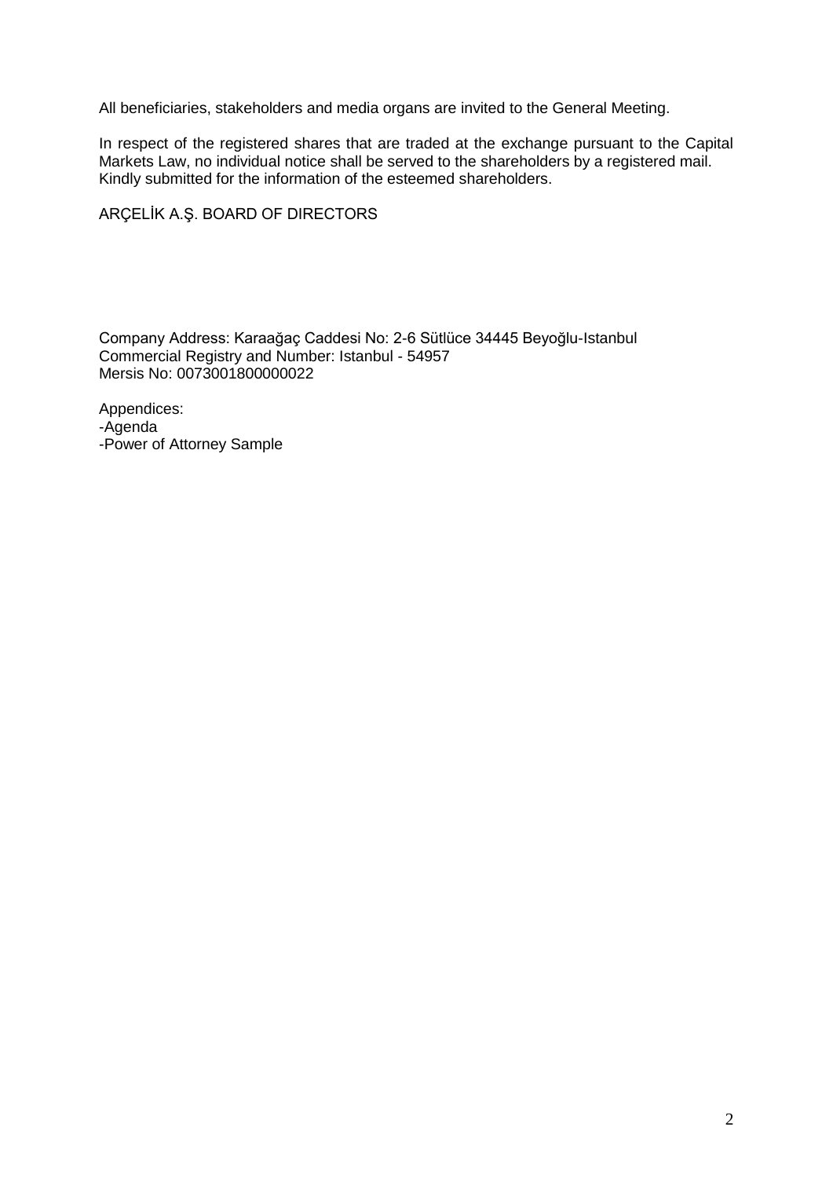All beneficiaries, stakeholders and media organs are invited to the General Meeting.

In respect of the registered shares that are traded at the exchange pursuant to the Capital Markets Law, no individual notice shall be served to the shareholders by a registered mail. Kindly submitted for the information of the esteemed shareholders.

ARÇELİK A.Ş. BOARD OF DIRECTORS

Company Address: Karaağaç Caddesi No: 2-6 Sütlüce 34445 Beyoğlu-Istanbul
Commercial Registry and Number: Istanbul - 54957
Mersis No: 0073001800000022

Appendices:
-Agenda
-Power of Attorney Sample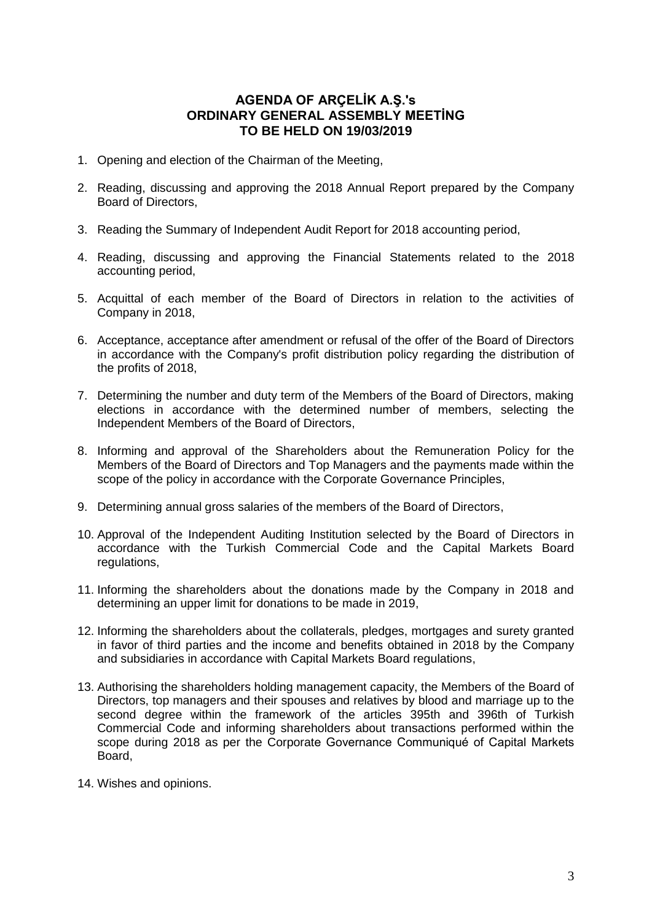# AGENDA OF ARÇELİK A.Ş.'s ORDINARY GENERAL ASSEMBLY MEETİNG TO BE HELD ON 19/03/2019

1. Opening and election of the Chairman of the Meeting,
2. Reading, discussing and approving the 2018 Annual Report prepared by the Company Board of Directors,
3. Reading the Summary of Independent Audit Report for 2018 accounting period,
4. Reading, discussing and approving the Financial Statements related to the 2018 accounting period,
5. Acquittal of each member of the Board of Directors in relation to the activities of Company in 2018,
6. Acceptance, acceptance after amendment or refusal of the offer of the Board of Directors in accordance with the Company's profit distribution policy regarding the distribution of the profits of 2018,
7. Determining the number and duty term of the Members of the Board of Directors, making elections in accordance with the determined number of members, selecting the Independent Members of the Board of Directors,
8. Informing and approval of the Shareholders about the Remuneration Policy for the Members of the Board of Directors and Top Managers and the payments made within the scope of the policy in accordance with the Corporate Governance Principles,
9. Determining annual gross salaries of the members of the Board of Directors,
10. Approval of the Independent Auditing Institution selected by the Board of Directors in accordance with the Turkish Commercial Code and the Capital Markets Board regulations,
11. Informing the shareholders about the donations made by the Company in 2018 and determining an upper limit for donations to be made in 2019,
12. Informing the shareholders about the collaterals, pledges, mortgages and surety granted in favor of third parties and the income and benefits obtained in 2018 by the Company and subsidiaries in accordance with Capital Markets Board regulations,
13. Authorising the shareholders holding management capacity, the Members of the Board of Directors, top managers and their spouses and relatives by blood and marriage up to the second degree within the framework of the articles 395th and 396th of Turkish Commercial Code and informing shareholders about transactions performed within the scope during 2018 as per the Corporate Governance Communiqué of Capital Markets Board,
14. Wishes and opinions.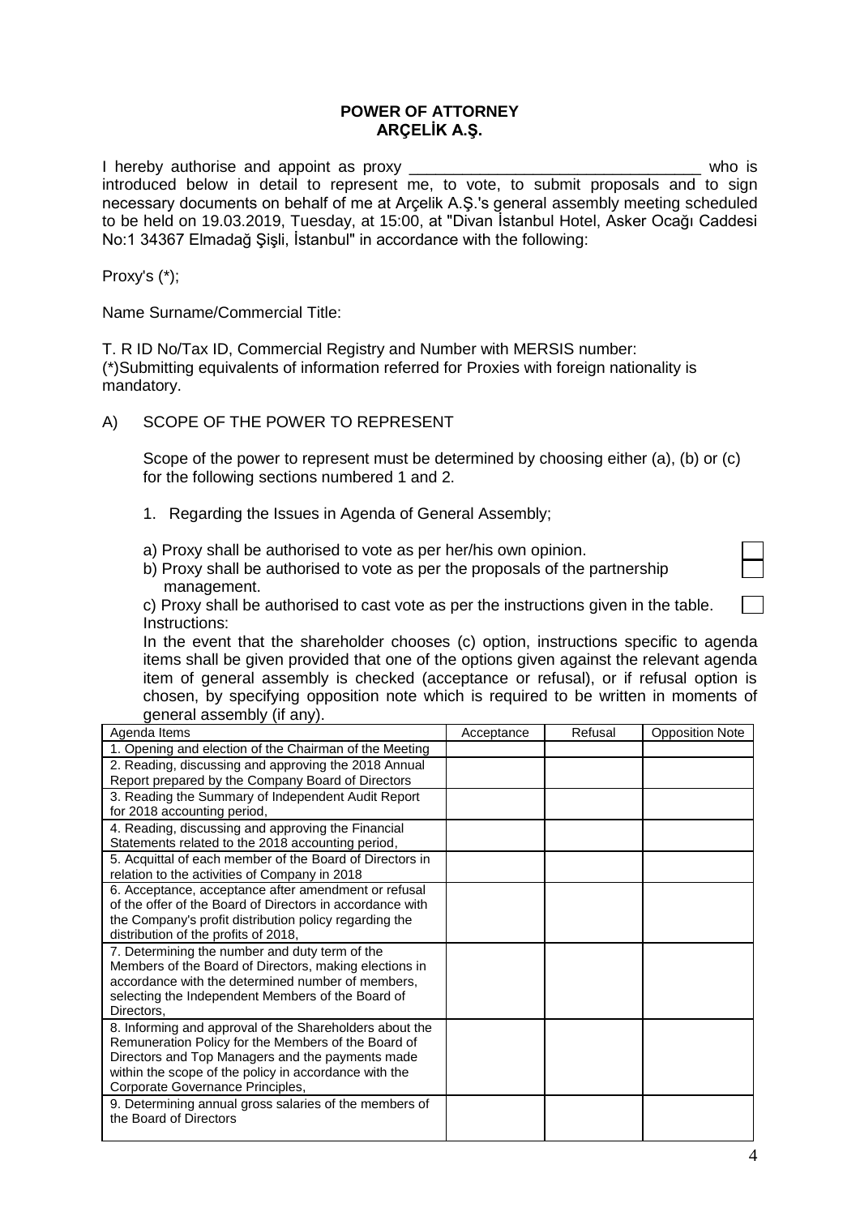**POWER OF ATTORNEY**
**ARÇELİK A.Ş.**

I hereby authorise and appoint as proxy ________________________________ who is introduced below in detail to represent me, to vote, to submit proposals and to sign necessary documents on behalf of me at Arçelik A.Ş.'s general assembly meeting scheduled to be held on 19.03.2019, Tuesday, at 15:00, at "Divan İstanbul Hotel, Asker Ocağı Caddesi No:1 34367 Elmadağ Şişli, İstanbul" in accordance with the following:

Proxy's (*);

Name Surname/Commercial Title:

T. R ID No/Tax ID, Commercial Registry and Number with MERSIS number:
(*)Submitting equivalents of information referred for Proxies with foreign nationality is mandatory.

A) SCOPE OF THE POWER TO REPRESENT

Scope of the power to represent must be determined by choosing either (a), (b) or (c) for the following sections numbered 1 and 2.

1. Regarding the Issues in Agenda of General Assembly;

a) Proxy shall be authorised to vote as per her/his own opinion. ☐
b) Proxy shall be authorised to vote as per the proposals of the partnership management. ☐
c) Proxy shall be authorised to cast vote as per the instructions given in the table. ☐
Instructions:
In the event that the shareholder chooses (c) option, instructions specific to agenda items shall be given provided that one of the options given against the relevant agenda item of general assembly is checked (acceptance or refusal), or if refusal option is chosen, by specifying opposition note which is required to be written in moments of general assembly (if any).

| Agenda Items | Acceptance | Refusal | Opposition Note |
|---|---|---|---|
| 1. Opening and election of the Chairman of the Meeting | | | |
| 2. Reading, discussing and approving the 2018 Annual Report prepared by the Company Board of Directors | | | |
| 3. Reading the Summary of Independent Audit Report for 2018 accounting period, | | | |
| 4. Reading, discussing and approving the Financial Statements related to the 2018 accounting period, | | | |
| 5. Acquittal of each member of the Board of Directors in relation to the activities of Company in 2018 | | | |
| 6. Acceptance, acceptance after amendment or refusal of the offer of the Board of Directors in accordance with the Company's profit distribution policy regarding the distribution of the profits of 2018, | | | |
| 7. Determining the number and duty term of the Members of the Board of Directors, making elections in accordance with the determined number of members, selecting the Independent Members of the Board of Directors, | | | |
| 8. Informing and approval of the Shareholders about the Remuneration Policy for the Members of the Board of Directors and Top Managers and the payments made within the scope of the policy in accordance with the Corporate Governance Principles, | | | |
| 9. Determining annual gross salaries of the members of the Board of Directors | | | |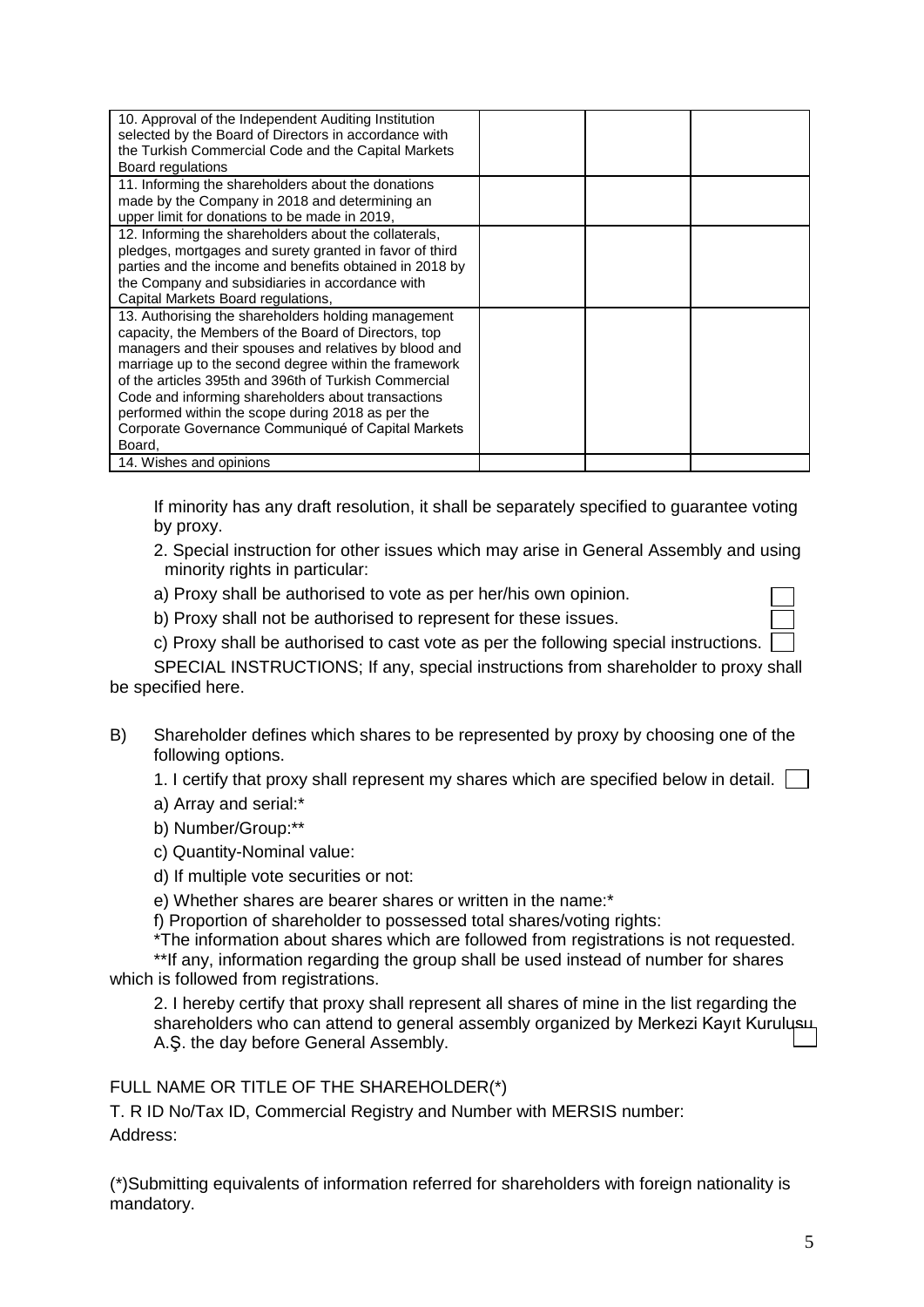| | | | |
|---|---|---|---|
| 10. Approval of the Independent Auditing Institution selected by the Board of Directors in accordance with the Turkish Commercial Code and the Capital Markets Board regulations | | | |
| 11. Informing the shareholders about the donations made by the Company in 2018 and determining an upper limit for donations to be made in 2019, | | | |
| 12. Informing the shareholders about the collaterals, pledges, mortgages and surety granted in favor of third parties and the income and benefits obtained in 2018 by the Company and subsidiaries in accordance with Capital Markets Board regulations, | | | |
| 13. Authorising the shareholders holding management capacity, the Members of the Board of Directors, top managers and their spouses and relatives by blood and marriage up to the second degree within the framework of the articles 395th and 396th of Turkish Commercial Code and informing shareholders about transactions performed within the scope during 2018 as per the Corporate Governance Communiqué of Capital Markets Board, | | | |
| 14. Wishes and opinions | | | |

If minority has any draft resolution, it shall be separately specified to guarantee voting by proxy.

2. Special instruction for other issues which may arise in General Assembly and using minority rights in particular:

a) Proxy shall be authorised to vote as per her/his own opinion. ☐

b) Proxy shall not be authorised to represent for these issues. ☐

c) Proxy shall be authorised to cast vote as per the following special instructions. ☐

SPECIAL INSTRUCTIONS; If any, special instructions from shareholder to proxy shall be specified here.

B) Shareholder defines which shares to be represented by proxy by choosing one of the following options.

1. I certify that proxy shall represent my shares which are specified below in detail. ☐

a) Array and serial:*

b) Number/Group:**

c) Quantity-Nominal value:

d) If multiple vote securities or not:

e) Whether shares are bearer shares or written in the name:*

f) Proportion of shareholder to possessed total shares/voting rights:

*The information about shares which are followed from registrations is not requested.

**If any, information regarding the group shall be used instead of number for shares which is followed from registrations.

2. I hereby certify that proxy shall represent all shares of mine in the list regarding the shareholders who can attend to general assembly organized by Merkezi Kayıt Kuruluşu A.Ş. the day before General Assembly. ☐

FULL NAME OR TITLE OF THE SHAREHOLDER(*)

T. R ID No/Tax ID, Commercial Registry and Number with MERSIS number:

Address:

(*)Submitting equivalents of information referred for shareholders with foreign nationality is mandatory.